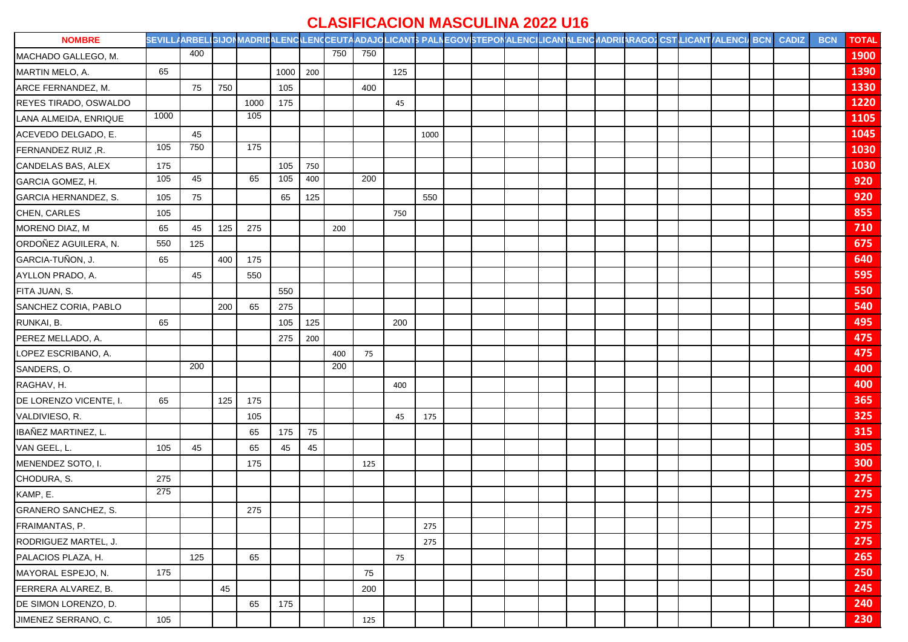# CLASIFICACION MASCULINA 2022 U16

| NOMBRE | SEVILLA | ARBELI | GIJON | MADRID | ALENC | LENC | CEUTA | ADAJO | LICANT | PALM | EGOVI | STEPON | ALENCI | LICANT | ALENC | MADRID | ARAGOZ | CST | LICANT | ALENCI | BCN | CADIZ | BCN | TOTAL |
|---|---|---|---|---|---|---|---|---|---|---|---|---|---|---|---|---|---|---|---|---|---|---|---|---|
| MACHADO GALLEGO, M. | | 400 | | | | | 750 | 750 | | | | | | | | | | | | | | | | 1900 |
| MARTIN MELO, A. | 65 | | | | 1000 | 200 | | | 125 | | | | | | | | | | | | | | | 1390 |
| ARCE FERNANDEZ, M. | | 75 | 750 | | 105 | | | 400 | | | | | | | | | | | | | | | | 1330 |
| REYES TIRADO, OSWALDO | | | | 1000 | 175 | | | | 45 | | | | | | | | | | | | | | | 1220 |
| LANA ALMEIDA, ENRIQUE | 1000 | | | 105 | | | | | | | | | | | | | | | | | | | | 1105 |
| ACEVEDO DELGADO, E. | | 45 | | | | | | | | 1000 | | | | | | | | | | | | | | 1045 |
| FERNANDEZ RUIZ ,R. | 105 | 750 | | 175 | | | | | | | | | | | | | | | | | | | | 1030 |
| CANDELAS BAS, ALEX | 175 | | | | 105 | 750 | | | | | | | | | | | | | | | | | | 1030 |
| GARCIA GOMEZ, H. | 105 | 45 | | 65 | 105 | 400 | | 200 | | | | | | | | | | | | | | | | 920 |
| GARCIA HERNANDEZ, S. | 105 | 75 | | | 65 | 125 | | | | 550 | | | | | | | | | | | | | | 920 |
| CHEN, CARLES | 105 | | | | | | | | 750 | | | | | | | | | | | | | | | 855 |
| MORENO DIAZ, M | 65 | 45 | 125 | 275 | | | 200 | | | | | | | | | | | | | | | | | 710 |
| ORDOÑEZ AGUILERA, N. | 550 | 125 | | | | | | | | | | | | | | | | | | | | | | 675 |
| GARCIA-TUÑON, J. | 65 | | 400 | 175 | | | | | | | | | | | | | | | | | | | | 640 |
| AYLLON PRADO, A. | | 45 | | 550 | | | | | | | | | | | | | | | | | | | | 595 |
| FITA JUAN, S. | | | | | 550 | | | | | | | | | | | | | | | | | | | 550 |
| SANCHEZ CORIA, PABLO | | | 200 | 65 | 275 | | | | | | | | | | | | | | | | | | | 540 |
| RUNKAI, B. | 65 | | | | 105 | 125 | | | 200 | | | | | | | | | | | | | | | 495 |
| PEREZ MELLADO, A. | | | | | 275 | 200 | | | | | | | | | | | | | | | | | | 475 |
| LOPEZ ESCRIBANO, A. | | | | | | | 400 | 75 | | | | | | | | | | | | | | | | 475 |
| SANDERS, O. | | 200 | | | | | 200 | | | | | | | | | | | | | | | | | 400 |
| RAGHAV, H. | | | | | | | | | 400 | | | | | | | | | | | | | | | 400 |
| DE LORENZO VICENTE, I. | 65 | | 125 | 175 | | | | | | | | | | | | | | | | | | | | 365 |
| VALDIVIESO, R. | | | | 105 | | | | | 45 | 175 | | | | | | | | | | | | | | 325 |
| IBAÑEZ MARTINEZ, L. | | | | 65 | 175 | 75 | | | | | | | | | | | | | | | | | | 315 |
| VAN GEEL, L. | 105 | 45 | | 65 | 45 | 45 | | | | | | | | | | | | | | | | | | 305 |
| MENENDEZ SOTO, I. | | | | 175 | | | | 125 | | | | | | | | | | | | | | | | 300 |
| CHODURA, S. | 275 | | | | | | | | | | | | | | | | | | | | | | | 275 |
| KAMP, E. | 275 | | | | | | | | | | | | | | | | | | | | | | | 275 |
| GRANERO SANCHEZ, S. | | | | 275 | | | | | | | | | | | | | | | | | | | | 275 |
| FRAIMANTAS, P. | | | | | | | | | | 275 | | | | | | | | | | | | | | 275 |
| RODRIGUEZ MARTEL, J. | | | | | | | | | | 275 | | | | | | | | | | | | | | 275 |
| PALACIOS PLAZA, H. | | 125 | | 65 | | | | | 75 | | | | | | | | | | | | | | | 265 |
| MAYORAL ESPEJO, N. | 175 | | | | | | | 75 | | | | | | | | | | | | | | | | 250 |
| FERRERA ALVAREZ, B. | | | 45 | | | | | 200 | | | | | | | | | | | | | | | | 245 |
| DE SIMON LORENZO, D. | | | | 65 | 175 | | | | | | | | | | | | | | | | | | | 240 |
| JIMENEZ SERRANO, C. | 105 | | | | | | | 125 | | | | | | | | | | | | | | | | 230 |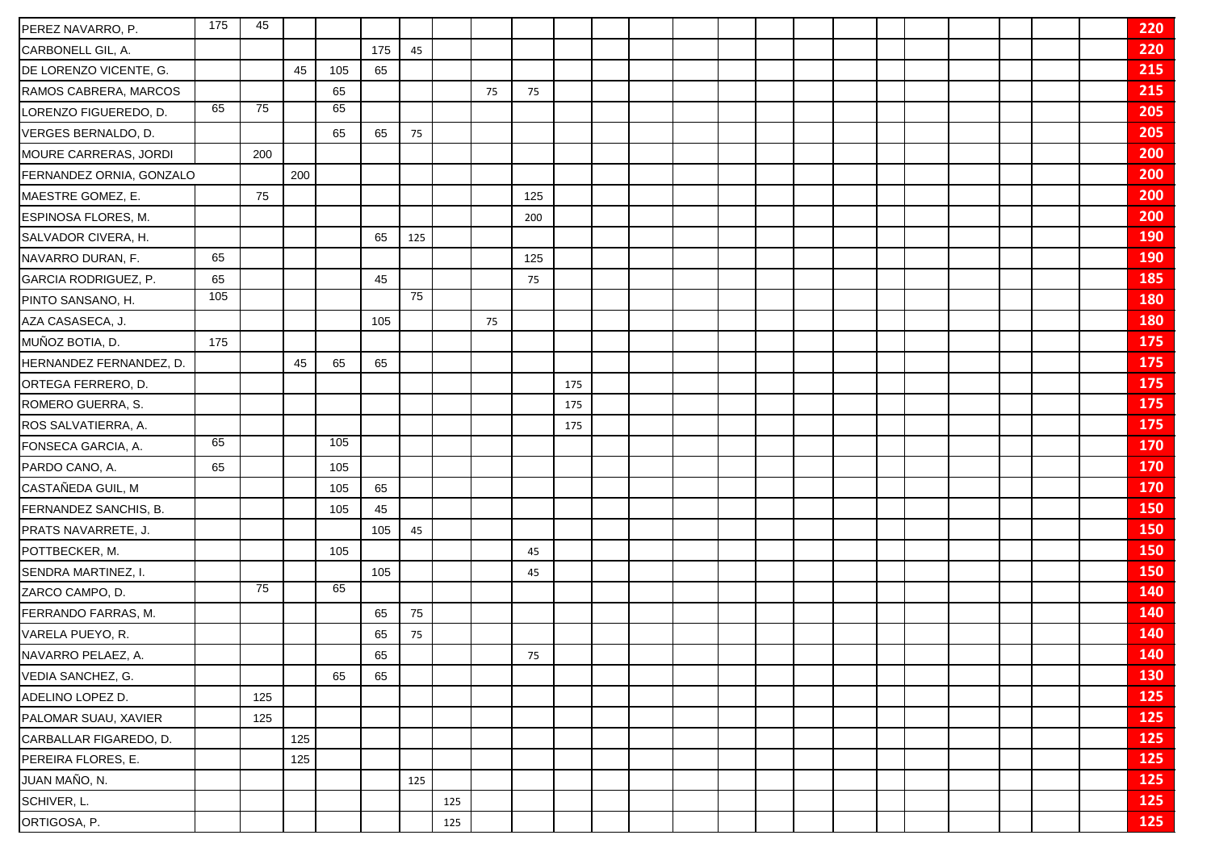| | | | | | | | | | | | | | | | | | | | | | | | | |
|---|---|---|---|---|---|---|---|---|---|---|---|---|---|---|---|---|---|---|---|---|---|---|---|---|
| PEREZ NAVARRO, P. | 175 | 45 | | | | | | | | | | | | | | | | | | | | | | 220 |
| CARBONELL GIL, A. | | | | | 175 | 45 | | | | | | | | | | | | | | | | | | 220 |
| DE LORENZO VICENTE, G. | | | 45 | 105 | 65 | | | | | | | | | | | | | | | | | | | 215 |
| RAMOS CABRERA, MARCOS | | | | 65 | | | | 75 | 75 | | | | | | | | | | | | | | | 215 |
| LORENZO FIGUEREDO, D. | 65 | 75 | | 65 | | | | | | | | | | | | | | | | | | | | 205 |
| VERGES BERNALDO, D. | | | | 65 | 65 | 75 | | | | | | | | | | | | | | | | | | 205 |
| MOURE CARRERAS, JORDI | | 200 | | | | | | | | | | | | | | | | | | | | | | 200 |
| FERNANDEZ ORNIA, GONZALO | | | 200 | | | | | | | | | | | | | | | | | | | | | 200 |
| MAESTRE GOMEZ, E. | | 75 | | | | | | | 125 | | | | | | | | | | | | | | | 200 |
| ESPINOSA FLORES, M. | | | | | | | | | 200 | | | | | | | | | | | | | | | 200 |
| SALVADOR CIVERA, H. | | | | | 65 | 125 | | | | | | | | | | | | | | | | | | 190 |
| NAVARRO DURAN, F. | 65 | | | | | | | | 125 | | | | | | | | | | | | | | | 190 |
| GARCIA RODRIGUEZ, P. | 65 | | | | 45 | | | | 75 | | | | | | | | | | | | | | | 185 |
| PINTO SANSANO, H. | 105 | | | | | 75 | | | | | | | | | | | | | | | | | | 180 |
| AZA CASASECA, J. | | | | | 105 | | | 75 | | | | | | | | | | | | | | | | 180 |
| MUÑOZ BOTIA, D. | 175 | | | | | | | | | | | | | | | | | | | | | | | 175 |
| HERNANDEZ FERNANDEZ, D. | | | 45 | 65 | 65 | | | | | | | | | | | | | | | | | | | 175 |
| ORTEGA FERRERO, D. | | | | | | | | | | 175 | | | | | | | | | | | | | | 175 |
| ROMERO GUERRA, S. | | | | | | | | | | 175 | | | | | | | | | | | | | | 175 |
| ROS SALVATIERRA, A. | | | | | | | | | | 175 | | | | | | | | | | | | | | 175 |
| FONSECA GARCIA, A. | 65 | | | 105 | | | | | | | | | | | | | | | | | | | | 170 |
| PARDO CANO, A. | 65 | | | 105 | | | | | | | | | | | | | | | | | | | | 170 |
| CASTAÑEDA GUIL, M | | | | 105 | 65 | | | | | | | | | | | | | | | | | | | 170 |
| FERNANDEZ SANCHIS, B. | | | | 105 | 45 | | | | | | | | | | | | | | | | | | | 150 |
| PRATS NAVARRETE, J. | | | | | 105 | 45 | | | | | | | | | | | | | | | | | | 150 |
| POTTBECKER, M. | | | | 105 | | | | | 45 | | | | | | | | | | | | | | | 150 |
| SENDRA MARTINEZ, I. | | | | | 105 | | | | 45 | | | | | | | | | | | | | | | 150 |
| ZARCO CAMPO, D. | | 75 | | 65 | | | | | | | | | | | | | | | | | | | | 140 |
| FERRANDO FARRAS, M. | | | | | 65 | 75 | | | | | | | | | | | | | | | | | | 140 |
| VARELA PUEYO, R. | | | | | 65 | 75 | | | | | | | | | | | | | | | | | | 140 |
| NAVARRO PELAEZ, A. | | | | | 65 | | | | 75 | | | | | | | | | | | | | | | 140 |
| VEDIA SANCHEZ, G. | | | | 65 | 65 | | | | | | | | | | | | | | | | | | | 130 |
| ADELINO LOPEZ D. | | 125 | | | | | | | | | | | | | | | | | | | | | | 125 |
| PALOMAR SUAU, XAVIER | | 125 | | | | | | | | | | | | | | | | | | | | | | 125 |
| CARBALLAR FIGAREDO, D. | | | 125 | | | | | | | | | | | | | | | | | | | | | 125 |
| PEREIRA FLORES, E. | | | 125 | | | | | | | | | | | | | | | | | | | | | 125 |
| JUAN MAÑO, N. | | | | | | 125 | | | | | | | | | | | | | | | | | | 125 |
| SCHIVER, L. | | | | | | | 125 | | | | | | | | | | | | | | | | | 125 |
| ORTIGOSA, P. | | | | | | | 125 | | | | | | | | | | | | | | | | | 125 |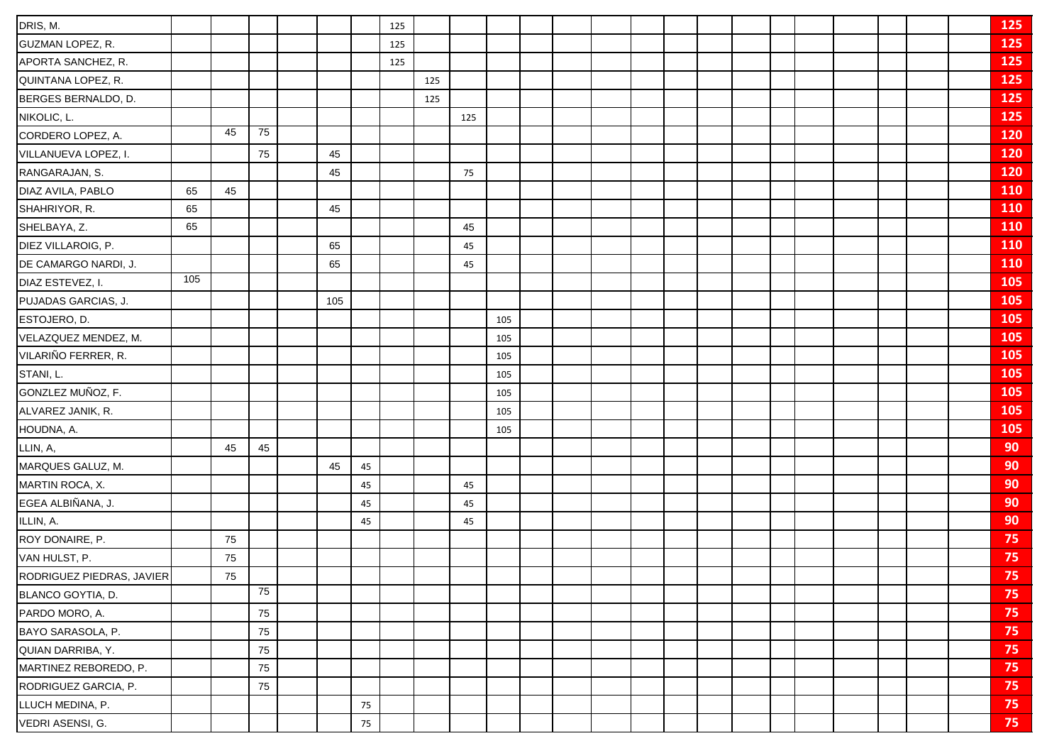| Name | | | | | | | | | | | | | | | | | | | | | | | | Total |
|---|---|---|---|---|---|---|---|---|---|---|---|---|---|---|---|---|---|---|---|---|---|---|---|---|
| DRIS, M. | | | | | | | 125 | | | | | | | | | | | | | | | | | **125** |
| GUZMAN LOPEZ, R. | | | | | | | 125 | | | | | | | | | | | | | | | | | **125** |
| APORTA SANCHEZ, R. | | | | | | | 125 | | | | | | | | | | | | | | | | | **125** |
| QUINTANA LOPEZ, R. | | | | | | | | 125 | | | | | | | | | | | | | | | | **125** |
| BERGES BERNALDO, D. | | | | | | | | 125 | | | | | | | | | | | | | | | | **125** |
| NIKOLIC, L. | | | | | | | | | 125 | | | | | | | | | | | | | | | **125** |
| CORDERO LOPEZ, A. | | 45 | 75 | | | | | | | | | | | | | | | | | | | | | **120** |
| VILLANUEVA LOPEZ, I. | | | 75 | | 45 | | | | | | | | | | | | | | | | | | | **120** |
| RANGARAJAN, S. | | | | | 45 | | | | 75 | | | | | | | | | | | | | | | **120** |
| DIAZ AVILA, PABLO | 65 | 45 | | | | | | | | | | | | | | | | | | | | | | **110** |
| SHAHRIYOR, R. | 65 | | | | 45 | | | | | | | | | | | | | | | | | | | **110** |
| SHELBAYA, Z. | 65 | | | | | | | | 45 | | | | | | | | | | | | | | | **110** |
| DIEZ VILLAROIG, P. | | | | | 65 | | | | 45 | | | | | | | | | | | | | | | **110** |
| DE CAMARGO NARDI, J. | | | | | 65 | | | | 45 | | | | | | | | | | | | | | | **110** |
| DIAZ ESTEVEZ, I. | 105 | | | | | | | | | | | | | | | | | | | | | | | **105** |
| PUJADAS GARCIAS, J. | | | | | 105 | | | | | | | | | | | | | | | | | | | **105** |
| ESTOJERO, D. | | | | | | | | | | 105 | | | | | | | | | | | | | | **105** |
| VELAZQUEZ MENDEZ, M. | | | | | | | | | | 105 | | | | | | | | | | | | | | **105** |
| VILARIÑO FERRER, R. | | | | | | | | | | 105 | | | | | | | | | | | | | | **105** |
| STANI, L. | | | | | | | | | | 105 | | | | | | | | | | | | | | **105** |
| GONZLEZ MUÑOZ, F. | | | | | | | | | | 105 | | | | | | | | | | | | | | **105** |
| ALVAREZ JANIK, R. | | | | | | | | | | 105 | | | | | | | | | | | | | | **105** |
| HOUDNA, A. | | | | | | | | | | 105 | | | | | | | | | | | | | | **105** |
| LLIN, A, | | 45 | 45 | | | | | | | | | | | | | | | | | | | | | **90** |
| MARQUES GALUZ, M. | | | | | 45 | 45 | | | | | | | | | | | | | | | | | | **90** |
| MARTIN ROCA, X. | | | | | | 45 | | | 45 | | | | | | | | | | | | | | | **90** |
| EGEA ALBIÑANA, J. | | | | | | 45 | | | 45 | | | | | | | | | | | | | | | **90** |
| ILLIN, A. | | | | | | 45 | | | 45 | | | | | | | | | | | | | | | **90** |
| ROY DONAIRE, P. | | 75 | | | | | | | | | | | | | | | | | | | | | | **75** |
| VAN HULST, P. | | 75 | | | | | | | | | | | | | | | | | | | | | | **75** |
| RODRIGUEZ PIEDRAS, JAVIER | | 75 | | | | | | | | | | | | | | | | | | | | | | **75** |
| BLANCO GOYTIA, D. | | | 75 | | | | | | | | | | | | | | | | | | | | | **75** |
| PARDO MORO, A. | | | 75 | | | | | | | | | | | | | | | | | | | | | **75** |
| BAYO SARASOLA, P. | | | 75 | | | | | | | | | | | | | | | | | | | | | **75** |
| QUIAN DARRIBA, Y. | | | 75 | | | | | | | | | | | | | | | | | | | | | **75** |
| MARTINEZ REBOREDO, P. | | | 75 | | | | | | | | | | | | | | | | | | | | | **75** |
| RODRIGUEZ GARCIA, P. | | | 75 | | | | | | | | | | | | | | | | | | | | | **75** |
| LLUCH MEDINA, P. | | | | | | 75 | | | | | | | | | | | | | | | | | | **75** |
| VEDRI ASENSI, G. | | | | | | 75 | | | | | | | | | | | | | | | | | | **75** |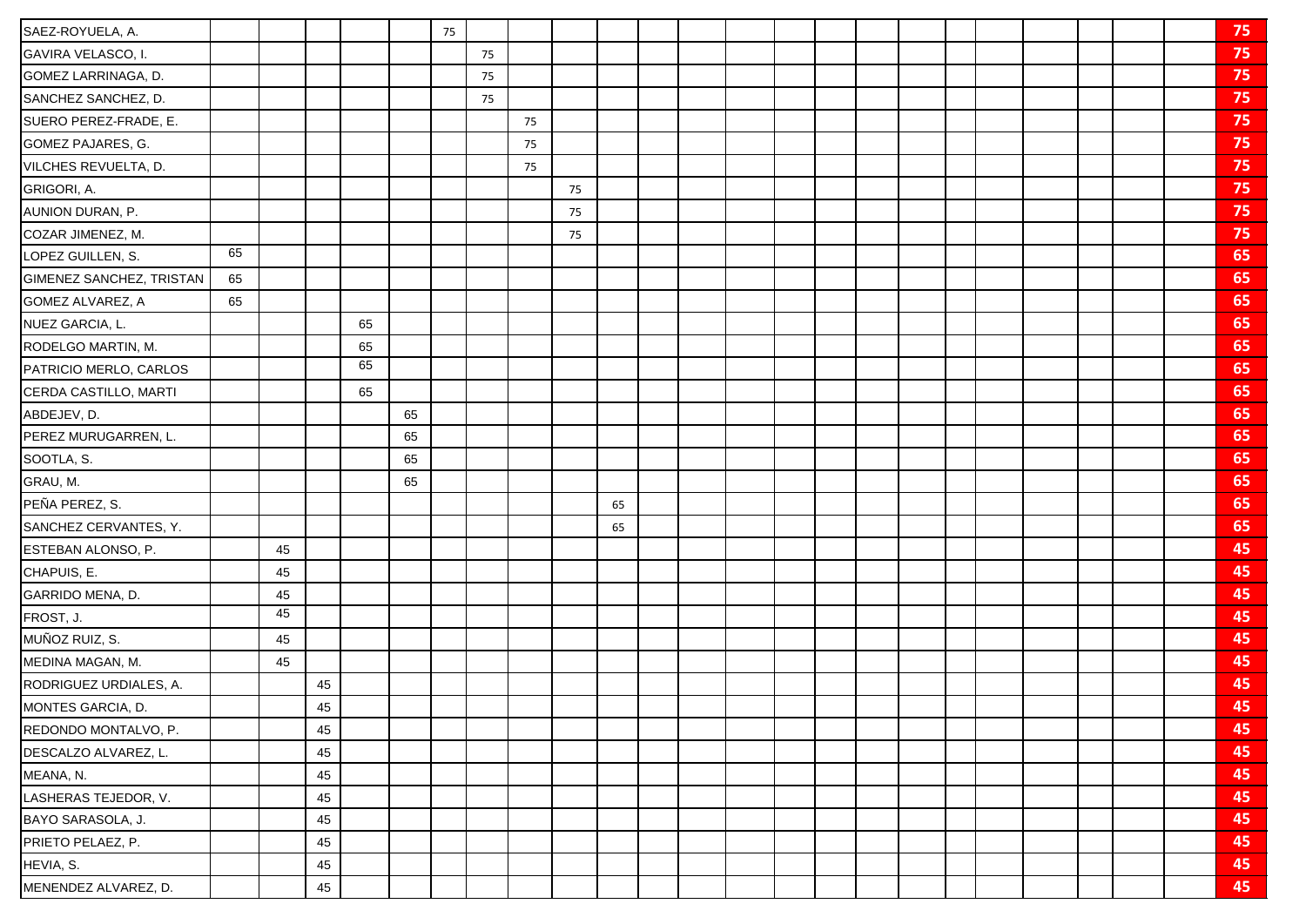| | | | | | | | | | | | | | | | | | | | | | | | | |
|---|---|---|---|---|---|---|---|---|---|---|---|---|---|---|---|---|---|---|---|---|---|---|---|---|
| SAEZ-ROYUELA, A. | | | | | | 75 | | | | | | | | | | | | | | | | | | 75 |
| GAVIRA VELASCO, I. | | | | | | | 75 | | | | | | | | | | | | | | | | | 75 |
| GOMEZ LARRINAGA, D. | | | | | | | 75 | | | | | | | | | | | | | | | | | 75 |
| SANCHEZ SANCHEZ, D. | | | | | | | 75 | | | | | | | | | | | | | | | | | 75 |
| SUERO PEREZ-FRADE, E. | | | | | | | | 75 | | | | | | | | | | | | | | | | 75 |
| GOMEZ PAJARES, G. | | | | | | | | 75 | | | | | | | | | | | | | | | | 75 |
| VILCHES REVUELTA, D. | | | | | | | | 75 | | | | | | | | | | | | | | | | 75 |
| GRIGORI, A. | | | | | | | | | 75 | | | | | | | | | | | | | | | 75 |
| AUNION DURAN, P. | | | | | | | | | 75 | | | | | | | | | | | | | | | 75 |
| COZAR JIMENEZ, M. | | | | | | | | | 75 | | | | | | | | | | | | | | | 75 |
| LOPEZ GUILLEN, S. | 65 | | | | | | | | | | | | | | | | | | | | | | | 65 |
| GIMENEZ SANCHEZ, TRISTAN | 65 | | | | | | | | | | | | | | | | | | | | | | | 65 |
| GOMEZ ALVAREZ, A | 65 | | | | | | | | | | | | | | | | | | | | | | | 65 |
| NUEZ GARCIA, L. | | | | 65 | | | | | | | | | | | | | | | | | | | | 65 |
| RODELGO MARTIN, M. | | | | 65 | | | | | | | | | | | | | | | | | | | | 65 |
| PATRICIO MERLO, CARLOS | | | | 65 | | | | | | | | | | | | | | | | | | | | 65 |
| CERDA CASTILLO, MARTI | | | | 65 | | | | | | | | | | | | | | | | | | | | 65 |
| ABDEJEV, D. | | | | | 65 | | | | | | | | | | | | | | | | | | | 65 |
| PEREZ MURUGARREN, L. | | | | | 65 | | | | | | | | | | | | | | | | | | | 65 |
| SOOTLA, S. | | | | | 65 | | | | | | | | | | | | | | | | | | | 65 |
| GRAU, M. | | | | | 65 | | | | | | | | | | | | | | | | | | | 65 |
| PEÑA PEREZ, S. | | | | | | | | | | 65 | | | | | | | | | | | | | | 65 |
| SANCHEZ CERVANTES, Y. | | | | | | | | | | 65 | | | | | | | | | | | | | | 65 |
| ESTEBAN ALONSO, P. | | 45 | | | | | | | | | | | | | | | | | | | | | | 45 |
| CHAPUIS, E. | | 45 | | | | | | | | | | | | | | | | | | | | | | 45 |
| GARRIDO MENA, D. | | 45 | | | | | | | | | | | | | | | | | | | | | | 45 |
| FROST, J. | | 45 | | | | | | | | | | | | | | | | | | | | | | 45 |
| MUÑOZ RUIZ, S. | | 45 | | | | | | | | | | | | | | | | | | | | | | 45 |
| MEDINA MAGAN, M. | | 45 | | | | | | | | | | | | | | | | | | | | | | 45 |
| RODRIGUEZ URDIALES, A. | | | 45 | | | | | | | | | | | | | | | | | | | | | 45 |
| MONTES GARCIA, D. | | | 45 | | | | | | | | | | | | | | | | | | | | | 45 |
| REDONDO MONTALVO, P. | | | 45 | | | | | | | | | | | | | | | | | | | | | 45 |
| DESCALZO ALVAREZ, L. | | | 45 | | | | | | | | | | | | | | | | | | | | | 45 |
| MEANA, N. | | | 45 | | | | | | | | | | | | | | | | | | | | | 45 |
| LASHERAS TEJEDOR, V. | | | 45 | | | | | | | | | | | | | | | | | | | | | 45 |
| BAYO SARASOLA, J. | | | 45 | | | | | | | | | | | | | | | | | | | | | 45 |
| PRIETO PELAEZ, P. | | | 45 | | | | | | | | | | | | | | | | | | | | | 45 |
| HEVIA, S. | | | 45 | | | | | | | | | | | | | | | | | | | | | 45 |
| MENENDEZ ALVAREZ, D. | | | 45 | | | | | | | | | | | | | | | | | | | | | 45 |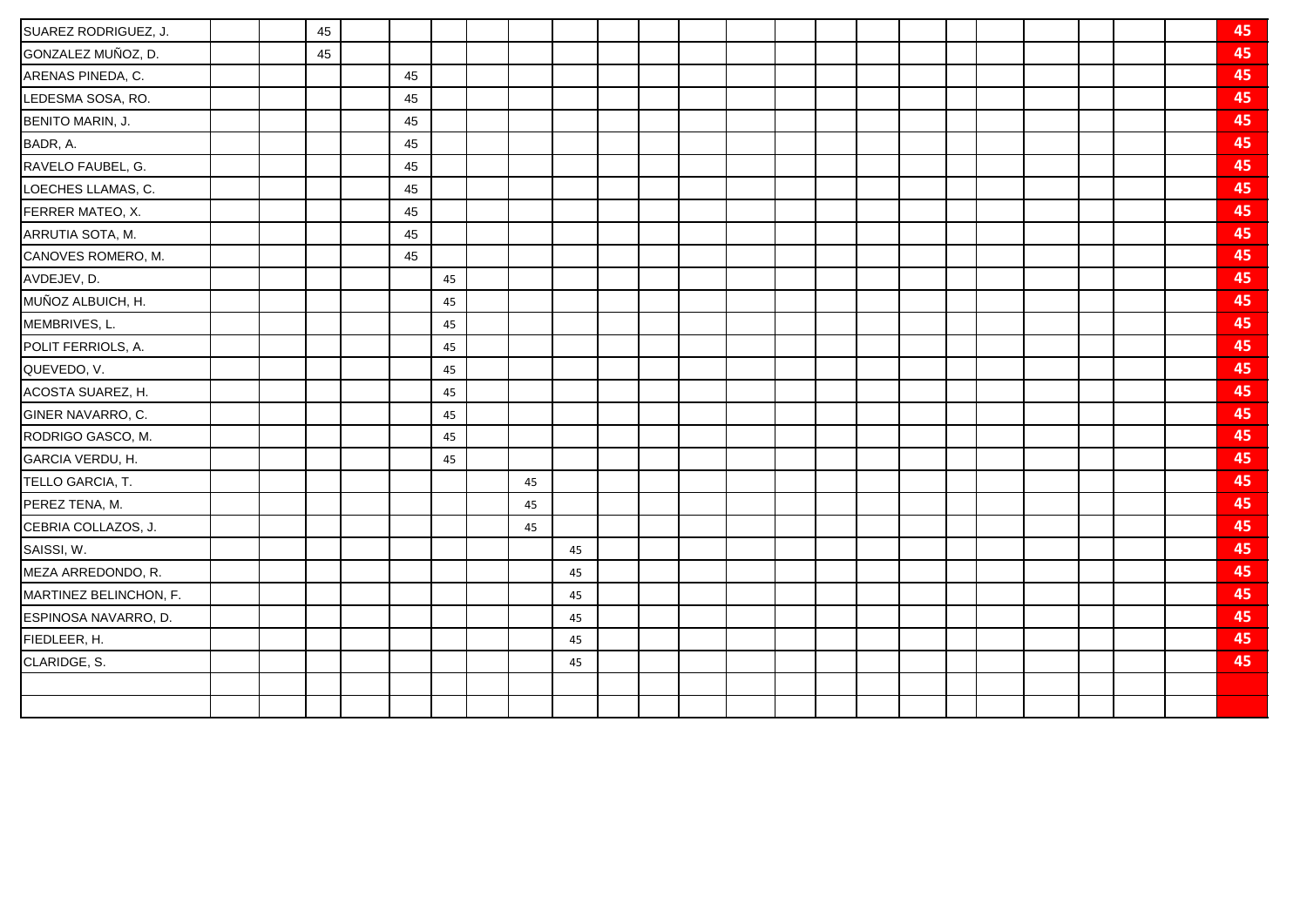| | | | | | | | | | | | | | | | | | | | | | | | | |
|---|---|---|---|---|---|---|---|---|---|---|---|---|---|---|---|---|---|---|---|---|---|---|---|---|
| SUAREZ RODRIGUEZ, J. | | | 45 | | | | | | | | | | | | | | | | | | | | | 45 |
| GONZALEZ MUÑOZ, D. | | | 45 | | | | | | | | | | | | | | | | | | | | | 45 |
| ARENAS PINEDA, C. | | | | | 45 | | | | | | | | | | | | | | | | | | | 45 |
| LEDESMA SOSA, RO. | | | | | 45 | | | | | | | | | | | | | | | | | | | 45 |
| BENITO MARIN, J. | | | | | 45 | | | | | | | | | | | | | | | | | | | 45 |
| BADR, A. | | | | | 45 | | | | | | | | | | | | | | | | | | | 45 |
| RAVELO FAUBEL, G. | | | | | 45 | | | | | | | | | | | | | | | | | | | 45 |
| LOECHES LLAMAS, C. | | | | | 45 | | | | | | | | | | | | | | | | | | | 45 |
| FERRER MATEO, X. | | | | | 45 | | | | | | | | | | | | | | | | | | | 45 |
| ARRUTIA SOTA, M. | | | | | 45 | | | | | | | | | | | | | | | | | | | 45 |
| CANOVES ROMERO, M. | | | | | 45 | | | | | | | | | | | | | | | | | | | 45 |
| AVDEJEV, D. | | | | | | 45 | | | | | | | | | | | | | | | | | | 45 |
| MUÑOZ ALBUICH, H. | | | | | | 45 | | | | | | | | | | | | | | | | | | 45 |
| MEMBRIVES, L. | | | | | | 45 | | | | | | | | | | | | | | | | | | 45 |
| POLIT FERRIOLS, A. | | | | | | 45 | | | | | | | | | | | | | | | | | | 45 |
| QUEVEDO, V. | | | | | | 45 | | | | | | | | | | | | | | | | | | 45 |
| ACOSTA SUAREZ, H. | | | | | | 45 | | | | | | | | | | | | | | | | | | 45 |
| GINER NAVARRO, C. | | | | | | 45 | | | | | | | | | | | | | | | | | | 45 |
| RODRIGO GASCO, M. | | | | | | 45 | | | | | | | | | | | | | | | | | | 45 |
| GARCIA VERDU, H. | | | | | | 45 | | | | | | | | | | | | | | | | | | 45 |
| TELLO GARCIA, T. | | | | | | | | 45 | | | | | | | | | | | | | | | | 45 |
| PEREZ TENA, M. | | | | | | | | 45 | | | | | | | | | | | | | | | | 45 |
| CEBRIA COLLAZOS, J. | | | | | | | | 45 | | | | | | | | | | | | | | | | 45 |
| SAISSI, W. | | | | | | | | | 45 | | | | | | | | | | | | | | | 45 |
| MEZA ARREDONDO, R. | | | | | | | | | 45 | | | | | | | | | | | | | | | 45 |
| MARTINEZ BELINCHON, F. | | | | | | | | | 45 | | | | | | | | | | | | | | | 45 |
| ESPINOSA NAVARRO, D. | | | | | | | | | 45 | | | | | | | | | | | | | | | 45 |
| FIEDLEER, H. | | | | | | | | | 45 | | | | | | | | | | | | | | | 45 |
| CLARIDGE, S. | | | | | | | | | 45 | | | | | | | | | | | | | | | 45 |
| | | | | | | | | | | | | | | | | | | | | | | | | |
| | | | | | | | | | | | | | | | | | | | | | | | | |